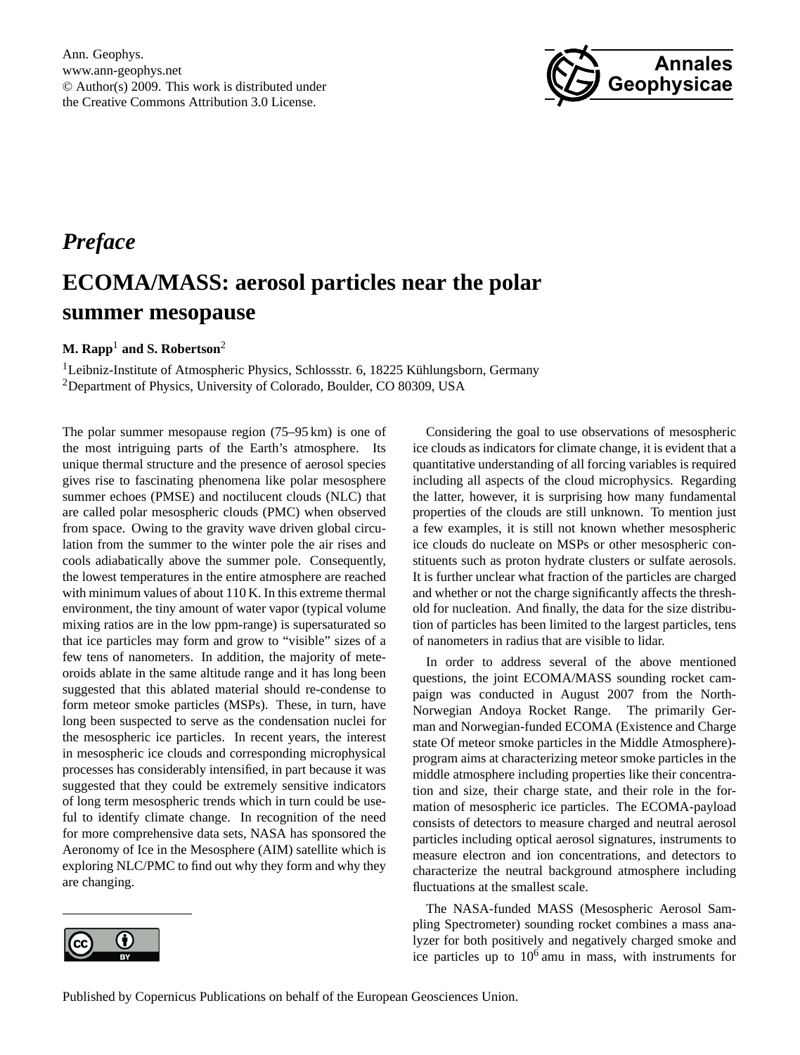Ann. Geophys.
www.ann-geophys.net
© Author(s) 2009. This work is distributed under
the Creative Commons Attribution 3.0 License.

*Preface*

# ECOMA/MASS: aerosol particles near the polar summer mesopause

**M. Rapp**[1] **and S. Robertson**[2]

[1]Leibniz-Institute of Atmospheric Physics, Schlossstr. 6, 18225 Kühlungsborn, Germany
[2]Department of Physics, University of Colorado, Boulder, CO 80309, USA

The polar summer mesopause region (75–95 km) is one of the most intriguing parts of the Earth's atmosphere. Its unique thermal structure and the presence of aerosol species gives rise to fascinating phenomena like polar mesosphere summer echoes (PMSE) and noctilucent clouds (NLC) that are called polar mesospheric clouds (PMC) when observed from space. Owing to the gravity wave driven global circulation from the summer to the winter pole the air rises and cools adiabatically above the summer pole. Consequently, the lowest temperatures in the entire atmosphere are reached with minimum values of about 110 K. In this extreme thermal environment, the tiny amount of water vapor (typical volume mixing ratios are in the low ppm-range) is supersaturated so that ice particles may form and grow to "visible" sizes of a few tens of nanometers. In addition, the majority of meteoroids ablate in the same altitude range and it has long been suggested that this ablated material should re-condense to form meteor smoke particles (MSPs). These, in turn, have long been suspected to serve as the condensation nuclei for the mesospheric ice particles. In recent years, the interest in mesospheric ice clouds and corresponding microphysical processes has considerably intensified, in part because it was suggested that they could be extremely sensitive indicators of long term mesospheric trends which in turn could be useful to identify climate change. In recognition of the need for more comprehensive data sets, NASA has sponsored the Aeronomy of Ice in the Mesosphere (AIM) satellite which is exploring NLC/PMC to find out why they form and why they are changing.

Considering the goal to use observations of mesospheric ice clouds as indicators for climate change, it is evident that a quantitative understanding of all forcing variables is required including all aspects of the cloud microphysics. Regarding the latter, however, it is surprising how many fundamental properties of the clouds are still unknown. To mention just a few examples, it is still not known whether mesospheric ice clouds do nucleate on MSPs or other mesospheric constituents such as proton hydrate clusters or sulfate aerosols. It is further unclear what fraction of the particles are charged and whether or not the charge significantly affects the threshold for nucleation. And finally, the data for the size distribution of particles has been limited to the largest particles, tens of nanometers in radius that are visible to lidar.

In order to address several of the above mentioned questions, the joint ECOMA/MASS sounding rocket campaign was conducted in August 2007 from the North-Norwegian Andoya Rocket Range. The primarily German and Norwegian-funded ECOMA (Existence and Charge state Of meteor smoke particles in the Middle Atmosphere)-program aims at characterizing meteor smoke particles in the middle atmosphere including properties like their concentration and size, their charge state, and their role in the formation of mesospheric ice particles. The ECOMA-payload consists of detectors to measure charged and neutral aerosol particles including optical aerosol signatures, instruments to measure electron and ion concentrations, and detectors to characterize the neutral background atmosphere including fluctuations at the smallest scale.

The NASA-funded MASS (Mesospheric Aerosol Sampling Spectrometer) sounding rocket combines a mass analyzer for both positively and negatively charged smoke and ice particles up to $10^6$ amu in mass, with instruments for

Published by Copernicus Publications on behalf of the European Geosciences Union.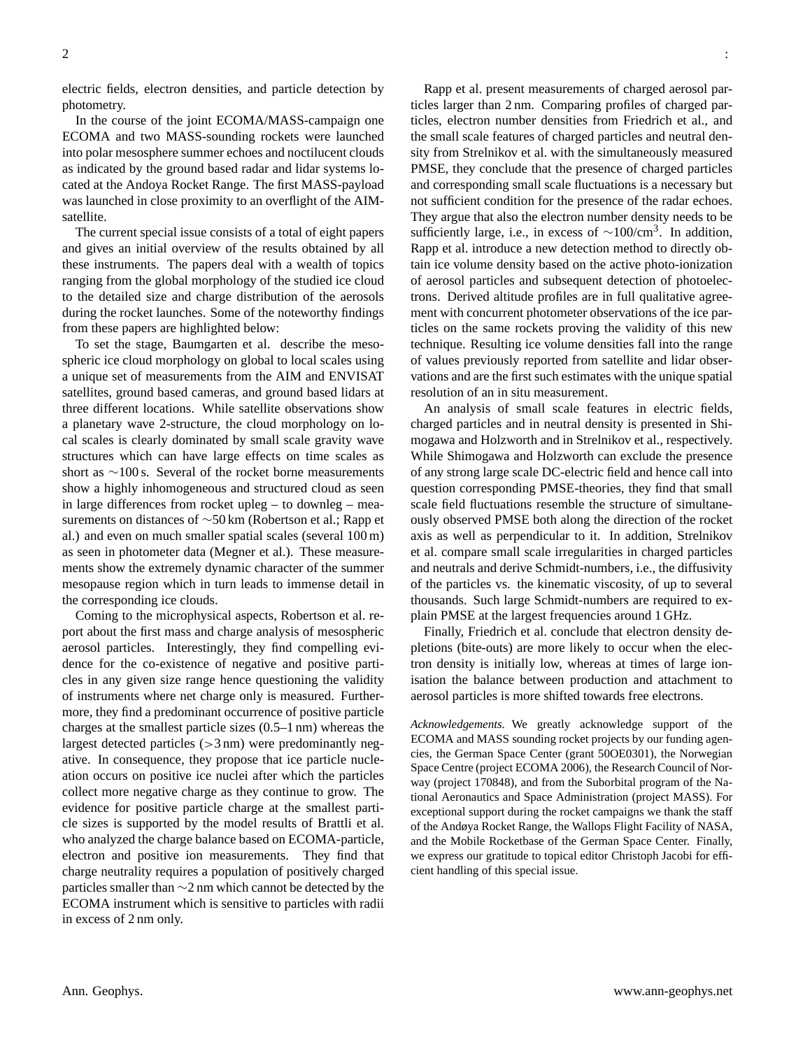electric fields, electron densities, and particle detection by photometry.

In the course of the joint ECOMA/MASS-campaign one ECOMA and two MASS-sounding rockets were launched into polar mesosphere summer echoes and noctilucent clouds as indicated by the ground based radar and lidar systems located at the Andoya Rocket Range. The first MASS-payload was launched in close proximity to an overflight of the AIM-satellite.

The current special issue consists of a total of eight papers and gives an initial overview of the results obtained by all these instruments. The papers deal with a wealth of topics ranging from the global morphology of the studied ice cloud to the detailed size and charge distribution of the aerosols during the rocket launches. Some of the noteworthy findings from these papers are highlighted below:

To set the stage, Baumgarten et al. describe the mesospheric ice cloud morphology on global to local scales using a unique set of measurements from the AIM and ENVISAT satellites, ground based cameras, and ground based lidars at three different locations. While satellite observations show a planetary wave 2-structure, the cloud morphology on local scales is clearly dominated by small scale gravity wave structures which can have large effects on time scales as short as $\sim$100 s. Several of the rocket borne measurements show a highly inhomogeneous and structured cloud as seen in large differences from rocket upleg – to downleg – measurements on distances of $\sim$50 km (Robertson et al.; Rapp et al.) and even on much smaller spatial scales (several 100 m) as seen in photometer data (Megner et al.). These measurements show the extremely dynamic character of the summer mesopause region which in turn leads to immense detail in the corresponding ice clouds.

Coming to the microphysical aspects, Robertson et al. report about the first mass and charge analysis of mesospheric aerosol particles. Interestingly, they find compelling evidence for the co-existence of negative and positive particles in any given size range hence questioning the validity of instruments where net charge only is measured. Furthermore, they find a predominant occurrence of positive particle charges at the smallest particle sizes (0.5–1 nm) whereas the largest detected particles ($>$3 nm) were predominantly negative. In consequence, they propose that ice particle nucleation occurs on positive ice nuclei after which the particles collect more negative charge as they continue to grow. The evidence for positive particle charge at the smallest particle sizes is supported by the model results of Brattli et al. who analyzed the charge balance based on ECOMA-particle, electron and positive ion measurements. They find that charge neutrality requires a population of positively charged particles smaller than $\sim$2 nm which cannot be detected by the ECOMA instrument which is sensitive to particles with radii in excess of 2 nm only.

Rapp et al. present measurements of charged aerosol particles larger than 2 nm. Comparing profiles of charged particles, electron number densities from Friedrich et al., and the small scale features of charged particles and neutral density from Strelnikov et al. with the simultaneously measured PMSE, they conclude that the presence of charged particles and corresponding small scale fluctuations is a necessary but not sufficient condition for the presence of the radar echoes. They argue that also the electron number density needs to be sufficiently large, i.e., in excess of $\sim$100/cm$^3$. In addition, Rapp et al. introduce a new detection method to directly obtain ice volume density based on the active photo-ionization of aerosol particles and subsequent detection of photoelectrons. Derived altitude profiles are in full qualitative agreement with concurrent photometer observations of the ice particles on the same rockets proving the validity of this new technique. Resulting ice volume densities fall into the range of values previously reported from satellite and lidar observations and are the first such estimates with the unique spatial resolution of an in situ measurement.

An analysis of small scale features in electric fields, charged particles and in neutral density is presented in Shimogawa and Holzworth and in Strelnikov et al., respectively. While Shimogawa and Holzworth can exclude the presence of any strong large scale DC-electric field and hence call into question corresponding PMSE-theories, they find that small scale field fluctuations resemble the structure of simultaneously observed PMSE both along the direction of the rocket axis as well as perpendicular to it. In addition, Strelnikov et al. compare small scale irregularities in charged particles and neutrals and derive Schmidt-numbers, i.e., the diffusivity of the particles vs. the kinematic viscosity, of up to several thousands. Such large Schmidt-numbers are required to explain PMSE at the largest frequencies around 1 GHz.

Finally, Friedrich et al. conclude that electron density depletions (bite-outs) are more likely to occur when the electron density is initially low, whereas at times of large ionisation the balance between production and attachment to aerosol particles is more shifted towards free electrons.

*Acknowledgements.* We greatly acknowledge support of the ECOMA and MASS sounding rocket projects by our funding agencies, the German Space Center (grant 50OE0301), the Norwegian Space Centre (project ECOMA 2006), the Research Council of Norway (project 170848), and from the Suborbital program of the National Aeronautics and Space Administration (project MASS). For exceptional support during the rocket campaigns we thank the staff of the Andøya Rocket Range, the Wallops Flight Facility of NASA, and the Mobile Rocketbase of the German Space Center. Finally, we express our gratitude to topical editor Christoph Jacobi for efficient handling of this special issue.